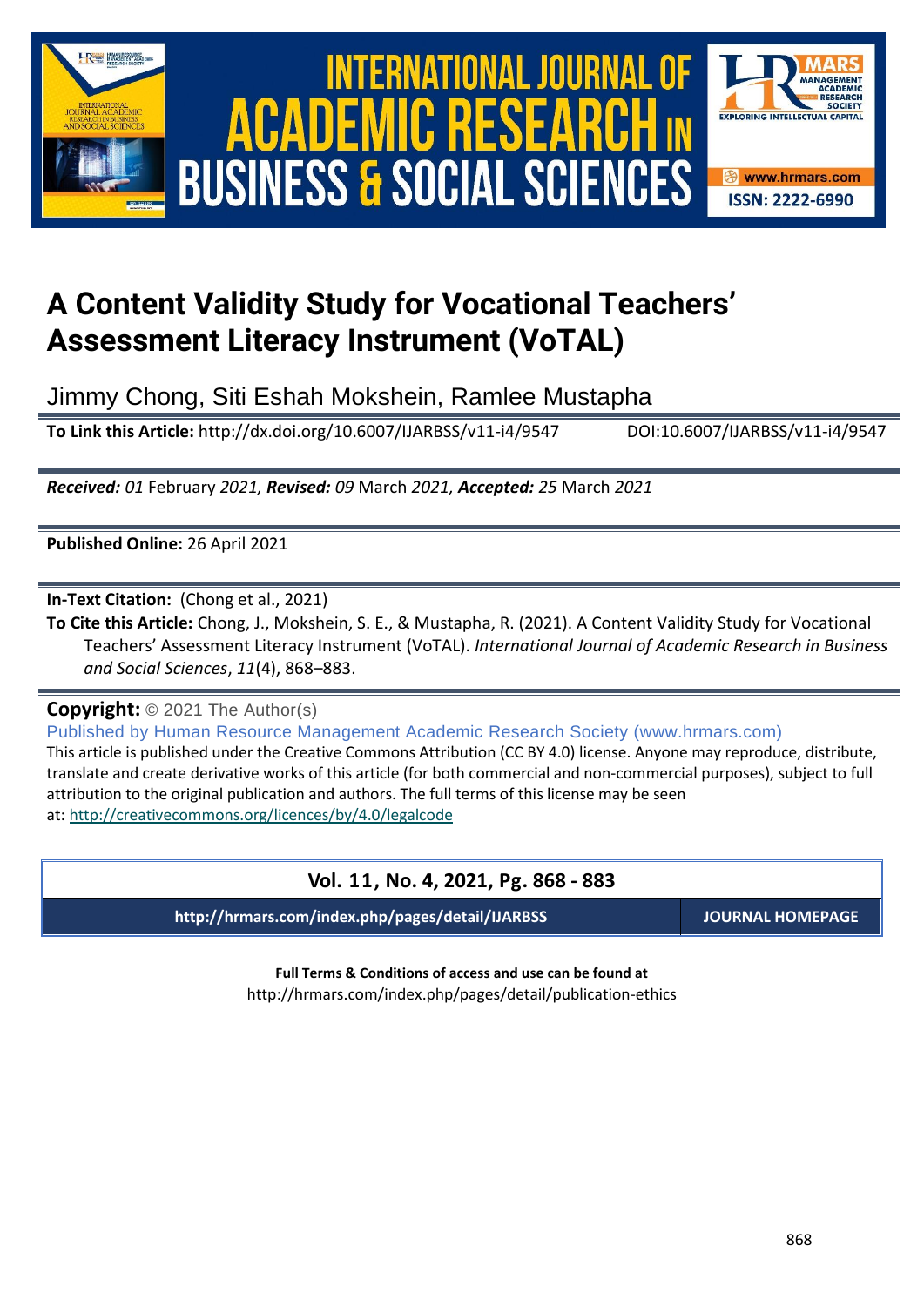# A Content Validity Study for Vocational Teachers' Assessment Literacy Instrument (VoTAL)

Jimmy Chong, Siti Eshah Mokshein, Ramlee Mustapha

**To Link this Article:** http://dx.doi.org/10.6007/IJARBSS/v11-i4/9547 DOI:10.6007/IJARBSS/v11-i4/9547

***Received:** 01* February *2021, **Revised:** 09* March *2021, **Accepted:** 25* March *2021*

**Published Online:** 26 April 2021

**In-Text Citation:** (Chong et al., 2021)

**To Cite this Article:** Chong, J., Mokshein, S. E., & Mustapha, R. (2021). A Content Validity Study for Vocational Teachers' Assessment Literacy Instrument (VoTAL). *International Journal of Academic Research in Business and Social Sciences*, *11*(4), 868–883.

**Copyright:** © 2021 The Author(s)

Published by Human Resource Management Academic Research Society (www.hrmars.com)

This article is published under the Creative Commons Attribution (CC BY 4.0) license. Anyone may reproduce, distribute, translate and create derivative works of this article (for both commercial and non-commercial purposes), subject to full attribution to the original publication and authors. The full terms of this license may be seen at: http://creativecommons.org/licences/by/4.0/legalcode

**Vol. 11, No. 4, 2021, Pg. 868 - 883**

**http://hrmars.com/index.php/pages/detail/IJARBSS** **JOURNAL HOMEPAGE**

**Full Terms & Conditions of access and use can be found at**

http://hrmars.com/index.php/pages/detail/publication-ethics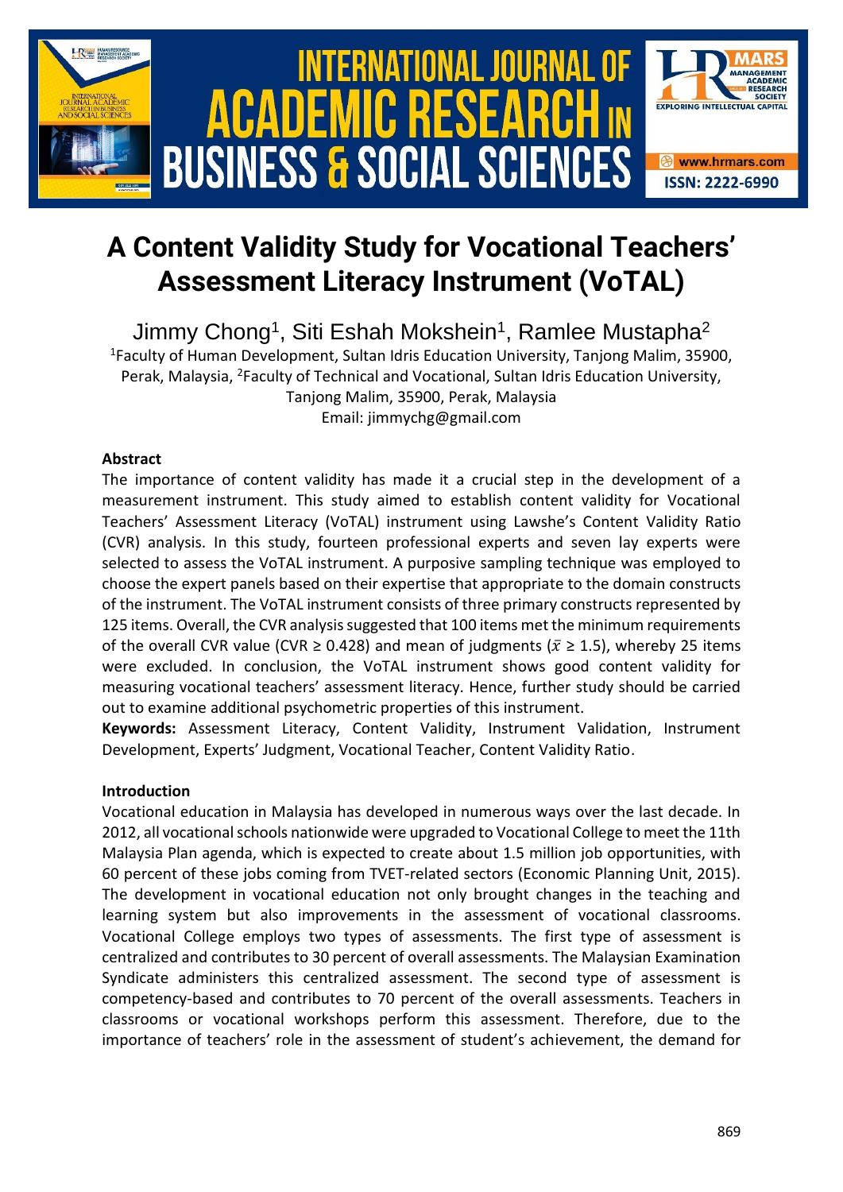# A Content Validity Study for Vocational Teachers' Assessment Literacy Instrument (VoTAL)

Jimmy Chong[1], Siti Eshah Mokshein[1], Ramlee Mustapha[2]

[1]Faculty of Human Development, Sultan Idris Education University, Tanjong Malim, 35900, Perak, Malaysia, [2]Faculty of Technical and Vocational, Sultan Idris Education University, Tanjong Malim, 35900, Perak, Malaysia

Email: jimmychg@gmail.com

**Abstract**

The importance of content validity has made it a crucial step in the development of a measurement instrument. This study aimed to establish content validity for Vocational Teachers' Assessment Literacy (VoTAL) instrument using Lawshe's Content Validity Ratio (CVR) analysis. In this study, fourteen professional experts and seven lay experts were selected to assess the VoTAL instrument. A purposive sampling technique was employed to choose the expert panels based on their expertise that appropriate to the domain constructs of the instrument. The VoTAL instrument consists of three primary constructs represented by 125 items. Overall, the CVR analysis suggested that 100 items met the minimum requirements of the overall CVR value (CVR ≥ 0.428) and mean of judgments ($\bar{x} \geq 1.5$), whereby 25 items were excluded. In conclusion, the VoTAL instrument shows good content validity for measuring vocational teachers' assessment literacy. Hence, further study should be carried out to examine additional psychometric properties of this instrument.

**Keywords:** Assessment Literacy, Content Validity, Instrument Validation, Instrument Development, Experts' Judgment, Vocational Teacher, Content Validity Ratio.

**Introduction**

Vocational education in Malaysia has developed in numerous ways over the last decade. In 2012, all vocational schools nationwide were upgraded to Vocational College to meet the 11th Malaysia Plan agenda, which is expected to create about 1.5 million job opportunities, with 60 percent of these jobs coming from TVET-related sectors (Economic Planning Unit, 2015). The development in vocational education not only brought changes in the teaching and learning system but also improvements in the assessment of vocational classrooms. Vocational College employs two types of assessments. The first type of assessment is centralized and contributes to 30 percent of overall assessments. The Malaysian Examination Syndicate administers this centralized assessment. The second type of assessment is competency-based and contributes to 70 percent of the overall assessments. Teachers in classrooms or vocational workshops perform this assessment. Therefore, due to the importance of teachers' role in the assessment of student's achievement, the demand for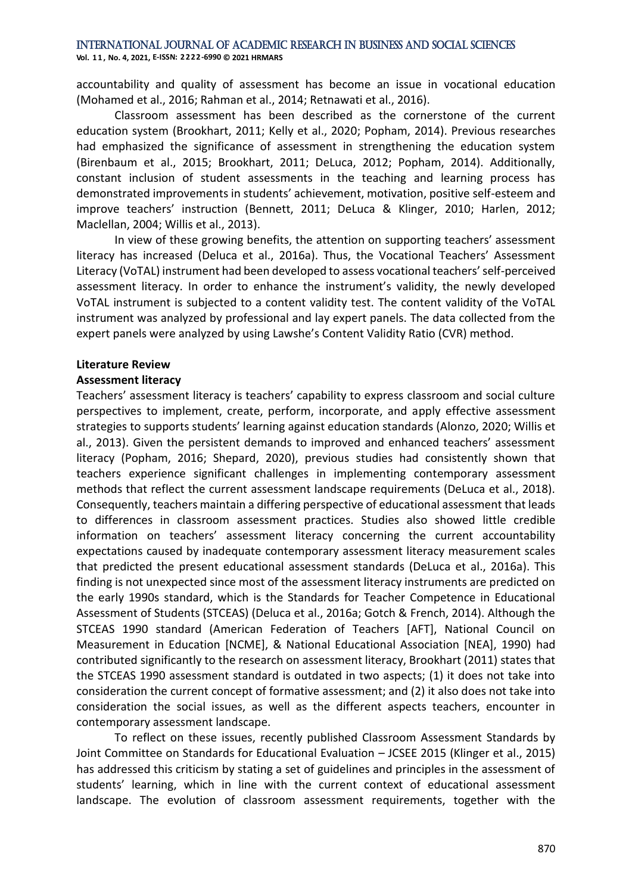accountability and quality of assessment has become an issue in vocational education (Mohamed et al., 2016; Rahman et al., 2014; Retnawati et al., 2016).

Classroom assessment has been described as the cornerstone of the current education system (Brookhart, 2011; Kelly et al., 2020; Popham, 2014). Previous researches had emphasized the significance of assessment in strengthening the education system (Birenbaum et al., 2015; Brookhart, 2011; DeLuca, 2012; Popham, 2014). Additionally, constant inclusion of student assessments in the teaching and learning process has demonstrated improvements in students' achievement, motivation, positive self-esteem and improve teachers' instruction (Bennett, 2011; DeLuca & Klinger, 2010; Harlen, 2012; Maclellan, 2004; Willis et al., 2013).

In view of these growing benefits, the attention on supporting teachers' assessment literacy has increased (Deluca et al., 2016a). Thus, the Vocational Teachers' Assessment Literacy (VoTAL) instrument had been developed to assess vocational teachers' self-perceived assessment literacy. In order to enhance the instrument's validity, the newly developed VoTAL instrument is subjected to a content validity test. The content validity of the VoTAL instrument was analyzed by professional and lay expert panels. The data collected from the expert panels were analyzed by using Lawshe's Content Validity Ratio (CVR) method.

## Literature Review

### Assessment literacy

Teachers' assessment literacy is teachers' capability to express classroom and social culture perspectives to implement, create, perform, incorporate, and apply effective assessment strategies to supports students' learning against education standards (Alonzo, 2020; Willis et al., 2013). Given the persistent demands to improved and enhanced teachers' assessment literacy (Popham, 2016; Shepard, 2020), previous studies had consistently shown that teachers experience significant challenges in implementing contemporary assessment methods that reflect the current assessment landscape requirements (DeLuca et al., 2018). Consequently, teachers maintain a differing perspective of educational assessment that leads to differences in classroom assessment practices. Studies also showed little credible information on teachers' assessment literacy concerning the current accountability expectations caused by inadequate contemporary assessment literacy measurement scales that predicted the present educational assessment standards (DeLuca et al., 2016a). This finding is not unexpected since most of the assessment literacy instruments are predicted on the early 1990s standard, which is the Standards for Teacher Competence in Educational Assessment of Students (STCEAS) (Deluca et al., 2016a; Gotch & French, 2014). Although the STCEAS 1990 standard (American Federation of Teachers [AFT], National Council on Measurement in Education [NCME], & National Educational Association [NEA], 1990) had contributed significantly to the research on assessment literacy, Brookhart (2011) states that the STCEAS 1990 assessment standard is outdated in two aspects; (1) it does not take into consideration the current concept of formative assessment; and (2) it also does not take into consideration the social issues, as well as the different aspects teachers, encounter in contemporary assessment landscape.

To reflect on these issues, recently published Classroom Assessment Standards by Joint Committee on Standards for Educational Evaluation – JCSEE 2015 (Klinger et al., 2015) has addressed this criticism by stating a set of guidelines and principles in the assessment of students' learning, which in line with the current context of educational assessment landscape. The evolution of classroom assessment requirements, together with the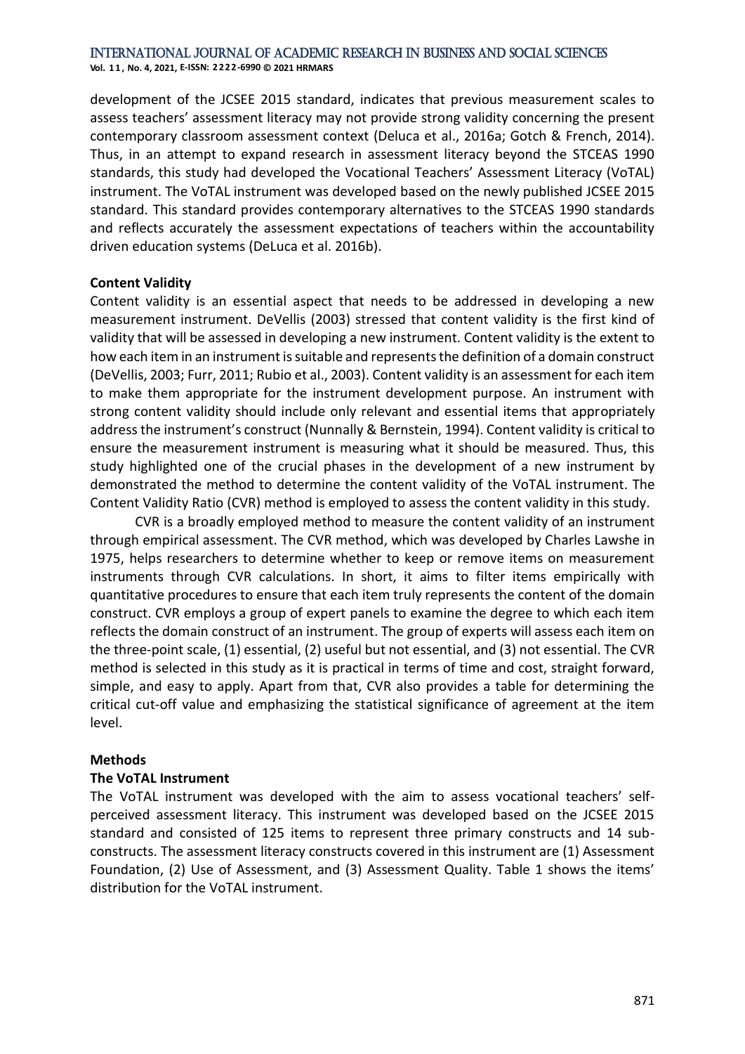development of the JCSEE 2015 standard, indicates that previous measurement scales to assess teachers' assessment literacy may not provide strong validity concerning the present contemporary classroom assessment context (Deluca et al., 2016a; Gotch & French, 2014). Thus, in an attempt to expand research in assessment literacy beyond the STCEAS 1990 standards, this study had developed the Vocational Teachers' Assessment Literacy (VoTAL) instrument. The VoTAL instrument was developed based on the newly published JCSEE 2015 standard. This standard provides contemporary alternatives to the STCEAS 1990 standards and reflects accurately the assessment expectations of teachers within the accountability driven education systems (DeLuca et al. 2016b).

**Content Validity**

Content validity is an essential aspect that needs to be addressed in developing a new measurement instrument. DeVellis (2003) stressed that content validity is the first kind of validity that will be assessed in developing a new instrument. Content validity is the extent to how each item in an instrument is suitable and represents the definition of a domain construct (DeVellis, 2003; Furr, 2011; Rubio et al., 2003). Content validity is an assessment for each item to make them appropriate for the instrument development purpose. An instrument with strong content validity should include only relevant and essential items that appropriately address the instrument's construct (Nunnally & Bernstein, 1994). Content validity is critical to ensure the measurement instrument is measuring what it should be measured. Thus, this study highlighted one of the crucial phases in the development of a new instrument by demonstrated the method to determine the content validity of the VoTAL instrument. The Content Validity Ratio (CVR) method is employed to assess the content validity in this study.

CVR is a broadly employed method to measure the content validity of an instrument through empirical assessment. The CVR method, which was developed by Charles Lawshe in 1975, helps researchers to determine whether to keep or remove items on measurement instruments through CVR calculations. In short, it aims to filter items empirically with quantitative procedures to ensure that each item truly represents the content of the domain construct. CVR employs a group of expert panels to examine the degree to which each item reflects the domain construct of an instrument. The group of experts will assess each item on the three-point scale, (1) essential, (2) useful but not essential, and (3) not essential. The CVR method is selected in this study as it is practical in terms of time and cost, straight forward, simple, and easy to apply. Apart from that, CVR also provides a table for determining the critical cut-off value and emphasizing the statistical significance of agreement at the item level.

**Methods**

**The VoTAL Instrument**

The VoTAL instrument was developed with the aim to assess vocational teachers' self-perceived assessment literacy. This instrument was developed based on the JCSEE 2015 standard and consisted of 125 items to represent three primary constructs and 14 sub-constructs. The assessment literacy constructs covered in this instrument are (1) Assessment Foundation, (2) Use of Assessment, and (3) Assessment Quality. Table 1 shows the items' distribution for the VoTAL instrument.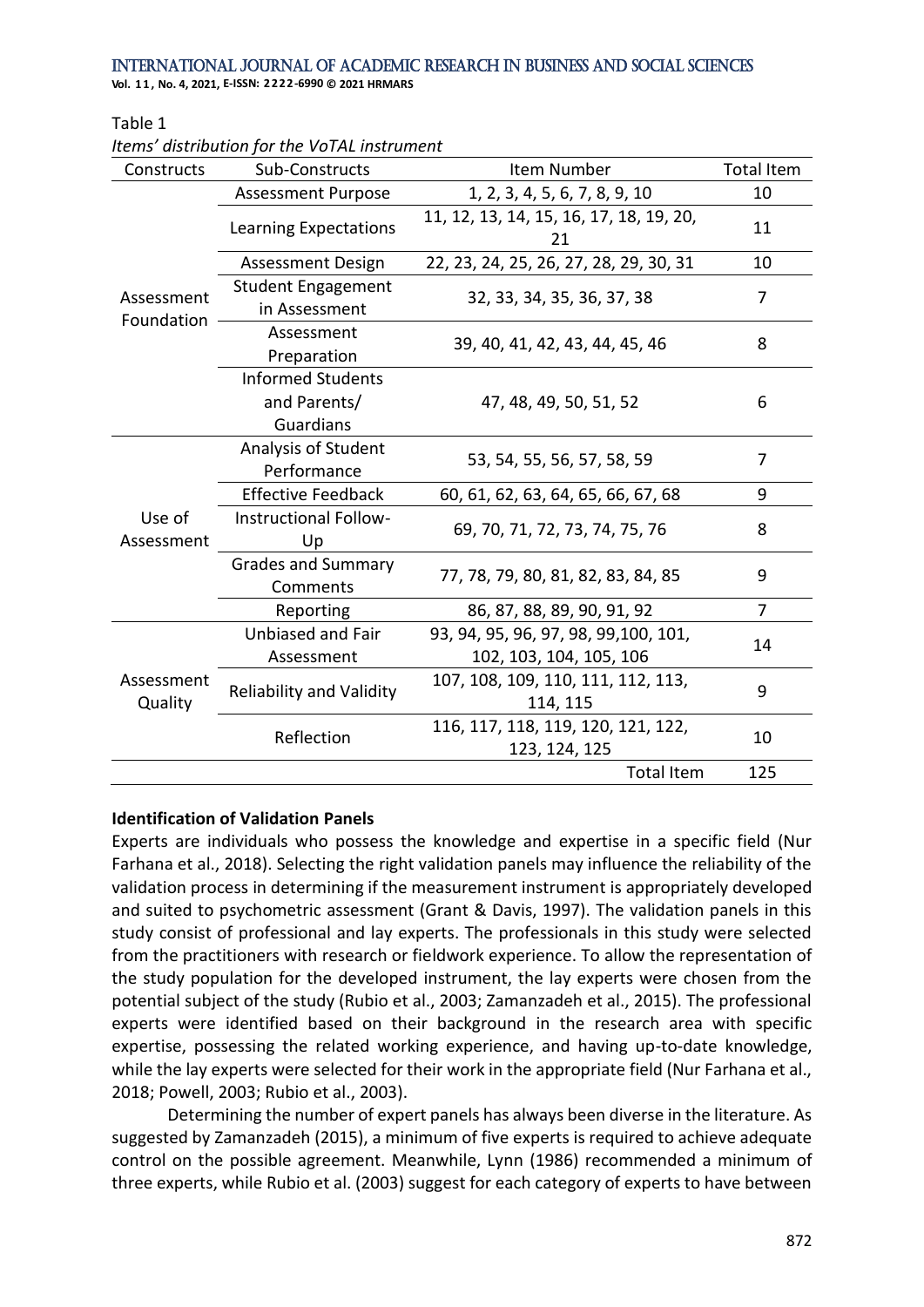Table 1

*Items' distribution for the VoTAL instrument*

| Constructs | Sub-Constructs | Item Number | Total Item |
|---|---|---|---|
| Assessment Foundation | Assessment Purpose | 1, 2, 3, 4, 5, 6, 7, 8, 9, 10 | 10 |
| | Learning Expectations | 11, 12, 13, 14, 15, 16, 17, 18, 19, 20, 21 | 11 |
| | Assessment Design | 22, 23, 24, 25, 26, 27, 28, 29, 30, 31 | 10 |
| | Student Engagement in Assessment | 32, 33, 34, 35, 36, 37, 38 | 7 |
| | Assessment Preparation | 39, 40, 41, 42, 43, 44, 45, 46 | 8 |
| | Informed Students and Parents/ Guardians | 47, 48, 49, 50, 51, 52 | 6 |
| Use of Assessment | Analysis of Student Performance | 53, 54, 55, 56, 57, 58, 59 | 7 |
| | Effective Feedback | 60, 61, 62, 63, 64, 65, 66, 67, 68 | 9 |
| | Instructional Follow-Up | 69, 70, 71, 72, 73, 74, 75, 76 | 8 |
| | Grades and Summary Comments | 77, 78, 79, 80, 81, 82, 83, 84, 85 | 9 |
| | Reporting | 86, 87, 88, 89, 90, 91, 92 | 7 |
| Assessment Quality | Unbiased and Fair Assessment | 93, 94, 95, 96, 97, 98, 99,100, 101, 102, 103, 104, 105, 106 | 14 |
| | Reliability and Validity | 107, 108, 109, 110, 111, 112, 113, 114, 115 | 9 |
| | Reflection | 116, 117, 118, 119, 120, 121, 122, 123, 124, 125 | 10 |
| | | Total Item | 125 |

**Identification of Validation Panels**

Experts are individuals who possess the knowledge and expertise in a specific field (Nur Farhana et al., 2018). Selecting the right validation panels may influence the reliability of the validation process in determining if the measurement instrument is appropriately developed and suited to psychometric assessment (Grant & Davis, 1997). The validation panels in this study consist of professional and lay experts. The professionals in this study were selected from the practitioners with research or fieldwork experience. To allow the representation of the study population for the developed instrument, the lay experts were chosen from the potential subject of the study (Rubio et al., 2003; Zamanzadeh et al., 2015). The professional experts were identified based on their background in the research area with specific expertise, possessing the related working experience, and having up-to-date knowledge, while the lay experts were selected for their work in the appropriate field (Nur Farhana et al., 2018; Powell, 2003; Rubio et al., 2003).

Determining the number of expert panels has always been diverse in the literature. As suggested by Zamanzadeh (2015), a minimum of five experts is required to achieve adequate control on the possible agreement. Meanwhile, Lynn (1986) recommended a minimum of three experts, while Rubio et al. (2003) suggest for each category of experts to have between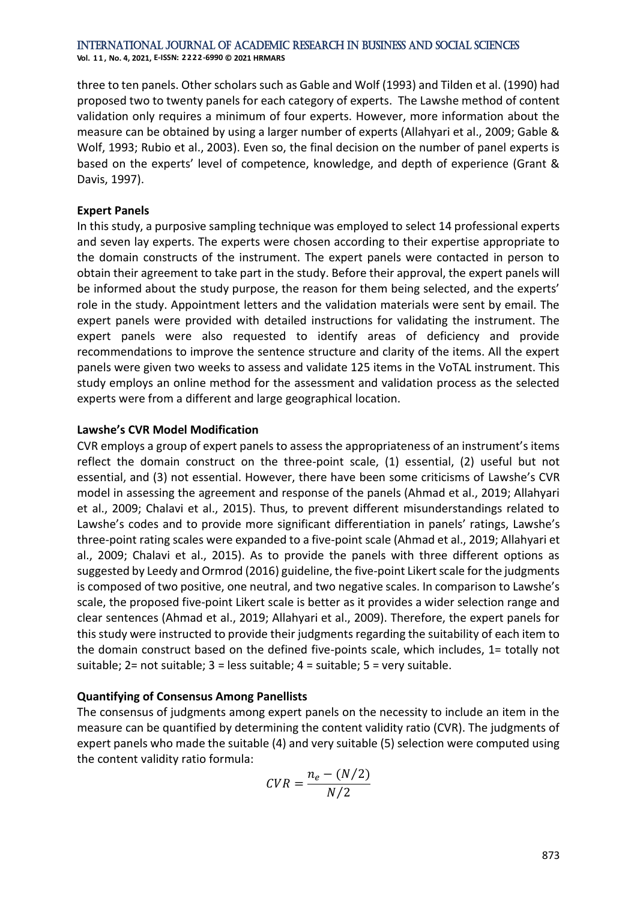three to ten panels. Other scholars such as Gable and Wolf (1993) and Tilden et al. (1990) had proposed two to twenty panels for each category of experts. The Lawshe method of content validation only requires a minimum of four experts. However, more information about the measure can be obtained by using a larger number of experts (Allahyari et al., 2009; Gable & Wolf, 1993; Rubio et al., 2003). Even so, the final decision on the number of panel experts is based on the experts' level of competence, knowledge, and depth of experience (Grant & Davis, 1997).

**Expert Panels**

In this study, a purposive sampling technique was employed to select 14 professional experts and seven lay experts. The experts were chosen according to their expertise appropriate to the domain constructs of the instrument. The expert panels were contacted in person to obtain their agreement to take part in the study. Before their approval, the expert panels will be informed about the study purpose, the reason for them being selected, and the experts' role in the study. Appointment letters and the validation materials were sent by email. The expert panels were provided with detailed instructions for validating the instrument. The expert panels were also requested to identify areas of deficiency and provide recommendations to improve the sentence structure and clarity of the items. All the expert panels were given two weeks to assess and validate 125 items in the VoTAL instrument. This study employs an online method for the assessment and validation process as the selected experts were from a different and large geographical location.

**Lawshe's CVR Model Modification**

CVR employs a group of expert panels to assess the appropriateness of an instrument's items reflect the domain construct on the three-point scale, (1) essential, (2) useful but not essential, and (3) not essential. However, there have been some criticisms of Lawshe's CVR model in assessing the agreement and response of the panels (Ahmad et al., 2019; Allahyari et al., 2009; Chalavi et al., 2015). Thus, to prevent different misunderstandings related to Lawshe's codes and to provide more significant differentiation in panels' ratings, Lawshe's three-point rating scales were expanded to a five-point scale (Ahmad et al., 2019; Allahyari et al., 2009; Chalavi et al., 2015). As to provide the panels with three different options as suggested by Leedy and Ormrod (2016) guideline, the five-point Likert scale for the judgments is composed of two positive, one neutral, and two negative scales. In comparison to Lawshe's scale, the proposed five-point Likert scale is better as it provides a wider selection range and clear sentences (Ahmad et al., 2019; Allahyari et al., 2009). Therefore, the expert panels for this study were instructed to provide their judgments regarding the suitability of each item to the domain construct based on the defined five-points scale, which includes, 1= totally not suitable; 2= not suitable; 3 = less suitable; 4 = suitable; 5 = very suitable.

**Quantifying of Consensus Among Panellists**

The consensus of judgments among expert panels on the necessity to include an item in the measure can be quantified by determining the content validity ratio (CVR). The judgments of expert panels who made the suitable (4) and very suitable (5) selection were computed using the content validity ratio formula:

$$CVR = \frac{n_e - (N/2)}{N/2}$$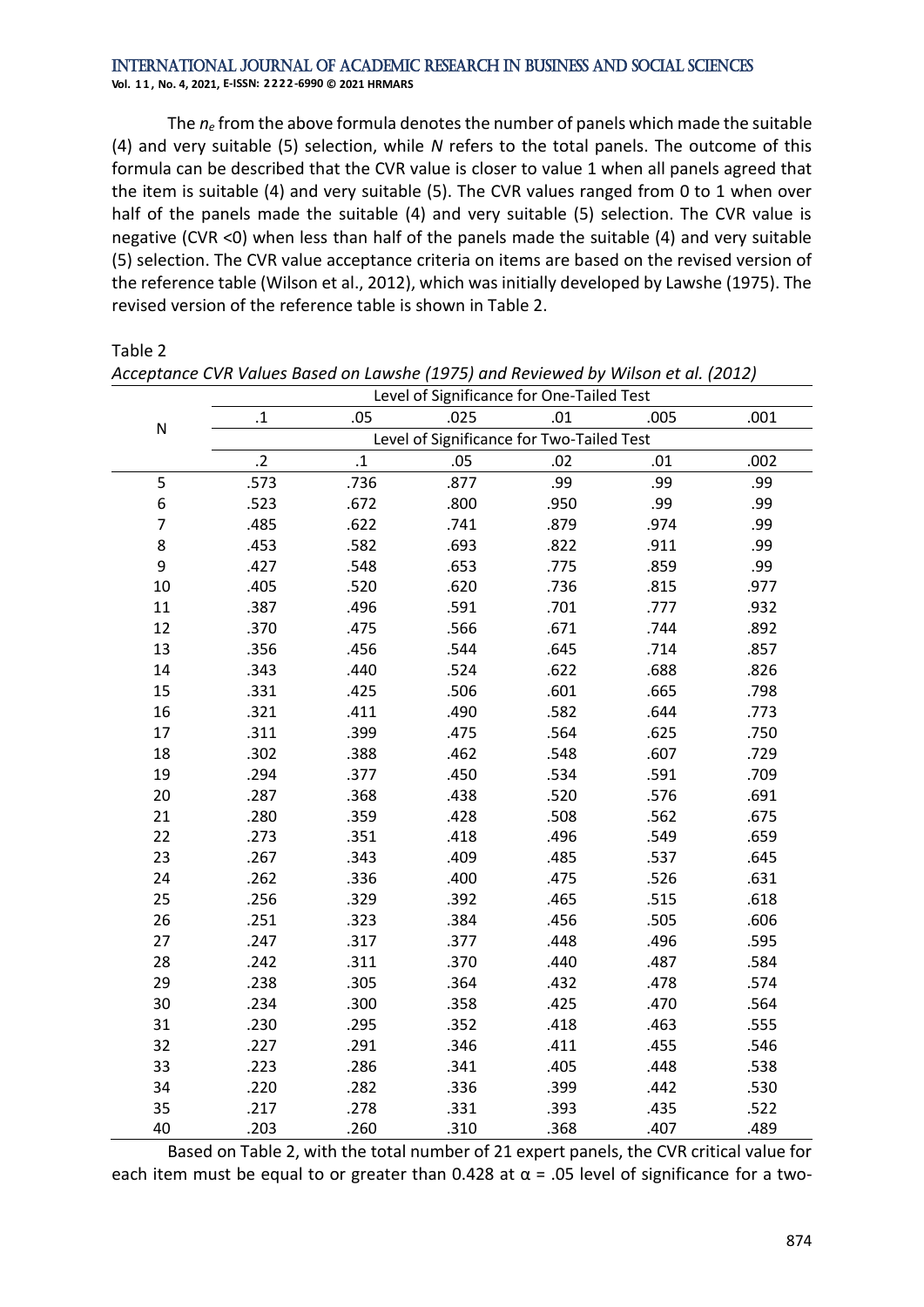The $n_e$ from the above formula denotes the number of panels which made the suitable (4) and very suitable (5) selection, while $N$ refers to the total panels. The outcome of this formula can be described that the CVR value is closer to value 1 when all panels agreed that the item is suitable (4) and very suitable (5). The CVR values ranged from 0 to 1 when over half of the panels made the suitable (4) and very suitable (5) selection. The CVR value is negative (CVR <0) when less than half of the panels made the suitable (4) and very suitable (5) selection. The CVR value acceptance criteria on items are based on the revised version of the reference table (Wilson et al., 2012), which was initially developed by Lawshe (1975). The revised version of the reference table is shown in Table 2.

Table 2

*Acceptance CVR Values Based on Lawshe (1975) and Reviewed by Wilson et al. (2012)*

| N | Level of Significance for One-Tailed Test | | | | | |
|---|---|---|---|---|---|---|
| | .1 | .05 | .025 | .01 | .005 | .001 |
| | Level of Significance for Two-Tailed Test | | | | | |
| | .2 | .1 | .05 | .02 | .01 | .002 |
| 5 | .573 | .736 | .877 | .99 | .99 | .99 |
| 6 | .523 | .672 | .800 | .950 | .99 | .99 |
| 7 | .485 | .622 | .741 | .879 | .974 | .99 |
| 8 | .453 | .582 | .693 | .822 | .911 | .99 |
| 9 | .427 | .548 | .653 | .775 | .859 | .99 |
| 10 | .405 | .520 | .620 | .736 | .815 | .977 |
| 11 | .387 | .496 | .591 | .701 | .777 | .932 |
| 12 | .370 | .475 | .566 | .671 | .744 | .892 |
| 13 | .356 | .456 | .544 | .645 | .714 | .857 |
| 14 | .343 | .440 | .524 | .622 | .688 | .826 |
| 15 | .331 | .425 | .506 | .601 | .665 | .798 |
| 16 | .321 | .411 | .490 | .582 | .644 | .773 |
| 17 | .311 | .399 | .475 | .564 | .625 | .750 |
| 18 | .302 | .388 | .462 | .548 | .607 | .729 |
| 19 | .294 | .377 | .450 | .534 | .591 | .709 |
| 20 | .287 | .368 | .438 | .520 | .576 | .691 |
| 21 | .280 | .359 | .428 | .508 | .562 | .675 |
| 22 | .273 | .351 | .418 | .496 | .549 | .659 |
| 23 | .267 | .343 | .409 | .485 | .537 | .645 |
| 24 | .262 | .336 | .400 | .475 | .526 | .631 |
| 25 | .256 | .329 | .392 | .465 | .515 | .618 |
| 26 | .251 | .323 | .384 | .456 | .505 | .606 |
| 27 | .247 | .317 | .377 | .448 | .496 | .595 |
| 28 | .242 | .311 | .370 | .440 | .487 | .584 |
| 29 | .238 | .305 | .364 | .432 | .478 | .574 |
| 30 | .234 | .300 | .358 | .425 | .470 | .564 |
| 31 | .230 | .295 | .352 | .418 | .463 | .555 |
| 32 | .227 | .291 | .346 | .411 | .455 | .546 |
| 33 | .223 | .286 | .341 | .405 | .448 | .538 |
| 34 | .220 | .282 | .336 | .399 | .442 | .530 |
| 35 | .217 | .278 | .331 | .393 | .435 | .522 |
| 40 | .203 | .260 | .310 | .368 | .407 | .489 |

Based on Table 2, with the total number of 21 expert panels, the CVR critical value for each item must be equal to or greater than 0.428 at $\alpha = .05$ level of significance for a two-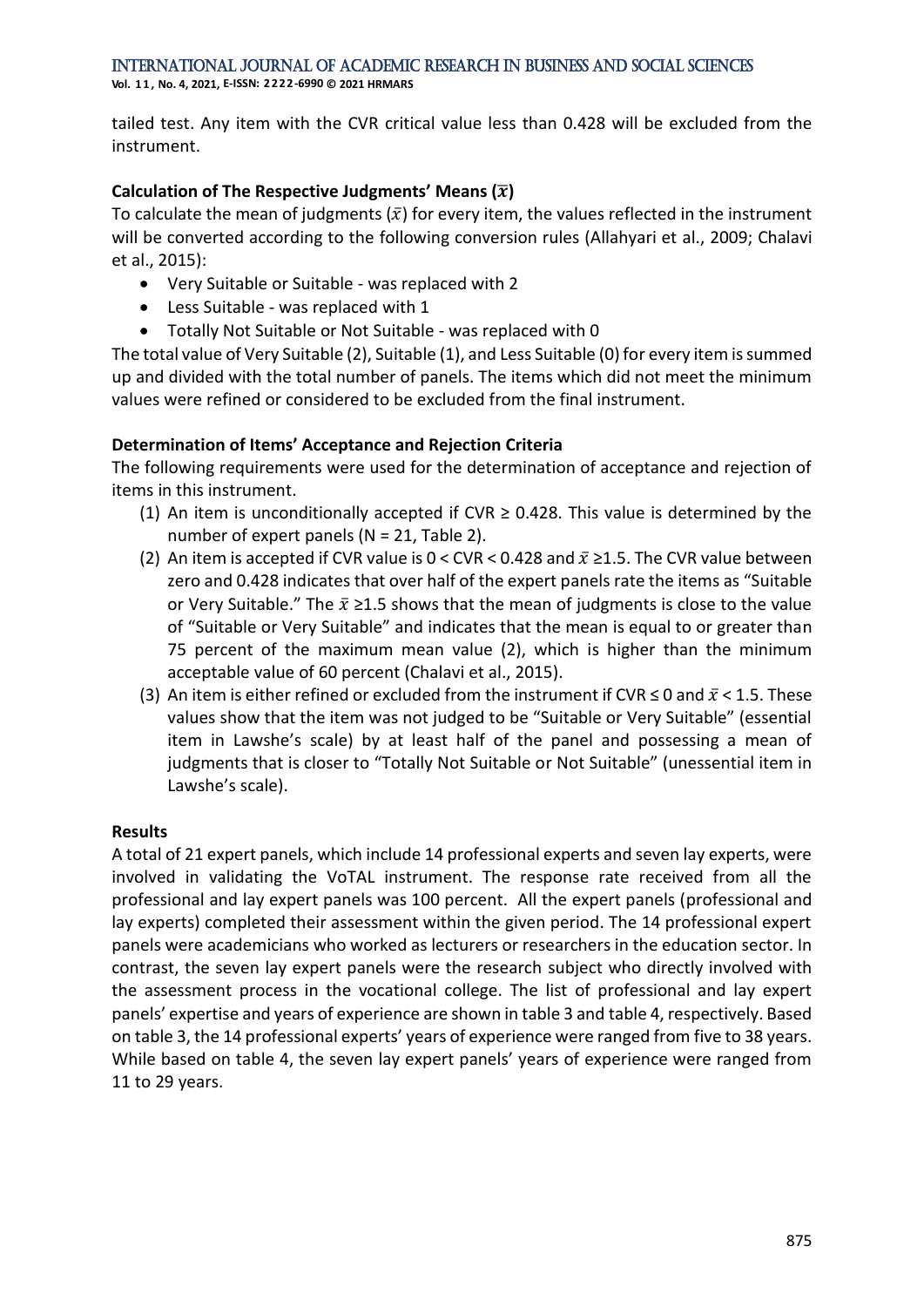tailed test. Any item with the CVR critical value less than 0.428 will be excluded from the instrument.

**Calculation of The Respective Judgments' Means ($\bar{x}$)**

To calculate the mean of judgments ($\bar{x}$) for every item, the values reflected in the instrument will be converted according to the following conversion rules (Allahyari et al., 2009; Chalavi et al., 2015):

- Very Suitable or Suitable - was replaced with 2
- Less Suitable - was replaced with 1
- Totally Not Suitable or Not Suitable - was replaced with 0

The total value of Very Suitable (2), Suitable (1), and Less Suitable (0) for every item is summed up and divided with the total number of panels. The items which did not meet the minimum values were refined or considered to be excluded from the final instrument.

**Determination of Items' Acceptance and Rejection Criteria**

The following requirements were used for the determination of acceptance and rejection of items in this instrument.

(1) An item is unconditionally accepted if CVR ≥ 0.428. This value is determined by the number of expert panels (N = 21, Table 2).

(2) An item is accepted if CVR value is 0 < CVR < 0.428 and $\bar{x}$ ≥1.5. The CVR value between zero and 0.428 indicates that over half of the expert panels rate the items as "Suitable or Very Suitable." The $\bar{x}$ ≥1.5 shows that the mean of judgments is close to the value of "Suitable or Very Suitable" and indicates that the mean is equal to or greater than 75 percent of the maximum mean value (2), which is higher than the minimum acceptable value of 60 percent (Chalavi et al., 2015).

(3) An item is either refined or excluded from the instrument if CVR ≤ 0 and $\bar{x}$ < 1.5. These values show that the item was not judged to be "Suitable or Very Suitable" (essential item in Lawshe's scale) by at least half of the panel and possessing a mean of judgments that is closer to "Totally Not Suitable or Not Suitable" (unessential item in Lawshe's scale).

**Results**

A total of 21 expert panels, which include 14 professional experts and seven lay experts, were involved in validating the VoTAL instrument. The response rate received from all the professional and lay expert panels was 100 percent. All the expert panels (professional and lay experts) completed their assessment within the given period. The 14 professional expert panels were academicians who worked as lecturers or researchers in the education sector. In contrast, the seven lay expert panels were the research subject who directly involved with the assessment process in the vocational college. The list of professional and lay expert panels' expertise and years of experience are shown in table 3 and table 4, respectively. Based on table 3, the 14 professional experts' years of experience were ranged from five to 38 years. While based on table 4, the seven lay expert panels' years of experience were ranged from 11 to 29 years.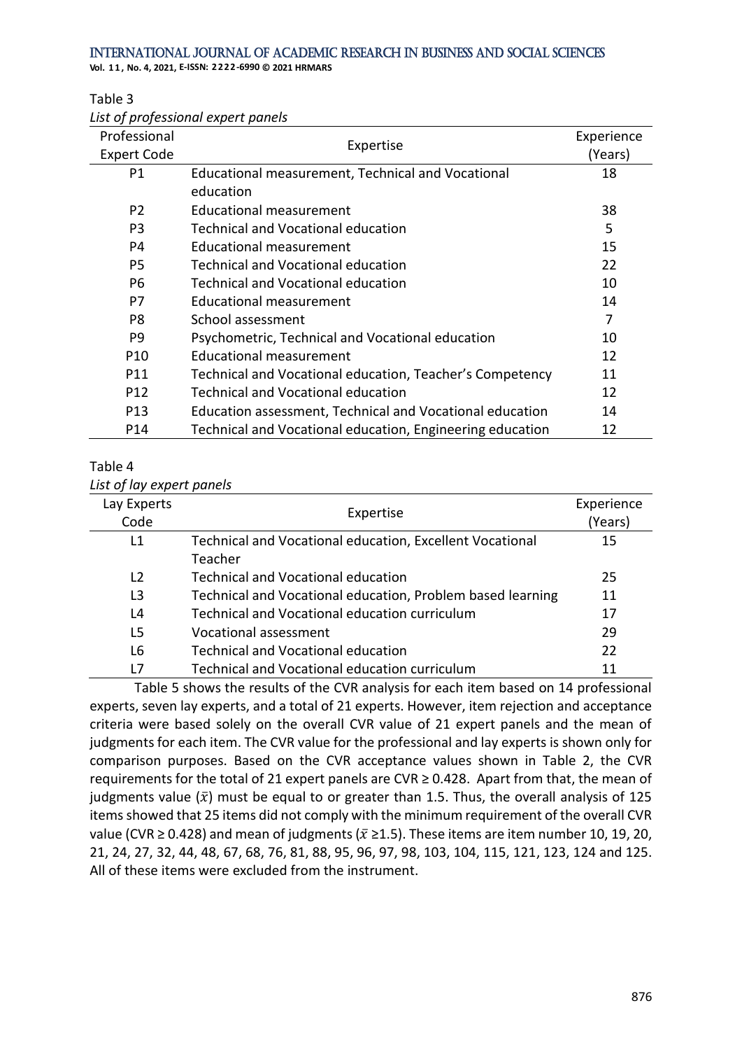Table 3

*List of professional expert panels*

| Professional Expert Code | Expertise | Experience (Years) |
|---|---|---|
| P1 | Educational measurement, Technical and Vocational education | 18 |
| P2 | Educational measurement | 38 |
| P3 | Technical and Vocational education | 5 |
| P4 | Educational measurement | 15 |
| P5 | Technical and Vocational education | 22 |
| P6 | Technical and Vocational education | 10 |
| P7 | Educational measurement | 14 |
| P8 | School assessment | 7 |
| P9 | Psychometric, Technical and Vocational education | 10 |
| P10 | Educational measurement | 12 |
| P11 | Technical and Vocational education, Teacher's Competency | 11 |
| P12 | Technical and Vocational education | 12 |
| P13 | Education assessment, Technical and Vocational education | 14 |
| P14 | Technical and Vocational education, Engineering education | 12 |

Table 4

*List of lay expert panels*

| Lay Experts Code | Expertise | Experience (Years) |
|---|---|---|
| L1 | Technical and Vocational education, Excellent Vocational Teacher | 15 |
| L2 | Technical and Vocational education | 25 |
| L3 | Technical and Vocational education, Problem based learning | 11 |
| L4 | Technical and Vocational education curriculum | 17 |
| L5 | Vocational assessment | 29 |
| L6 | Technical and Vocational education | 22 |
| L7 | Technical and Vocational education curriculum | 11 |

Table 5 shows the results of the CVR analysis for each item based on 14 professional experts, seven lay experts, and a total of 21 experts. However, item rejection and acceptance criteria were based solely on the overall CVR value of 21 expert panels and the mean of judgments for each item. The CVR value for the professional and lay experts is shown only for comparison purposes. Based on the CVR acceptance values shown in Table 2, the CVR requirements for the total of 21 expert panels are CVR ≥ 0.428. Apart from that, the mean of judgments value ($\bar{x}$) must be equal to or greater than 1.5. Thus, the overall analysis of 125 items showed that 25 items did not comply with the minimum requirement of the overall CVR value (CVR ≥ 0.428) and mean of judgments ($\bar{x}$ ≥1.5). These items are item number 10, 19, 20, 21, 24, 27, 32, 44, 48, 67, 68, 76, 81, 88, 95, 96, 97, 98, 103, 104, 115, 121, 123, 124 and 125. All of these items were excluded from the instrument.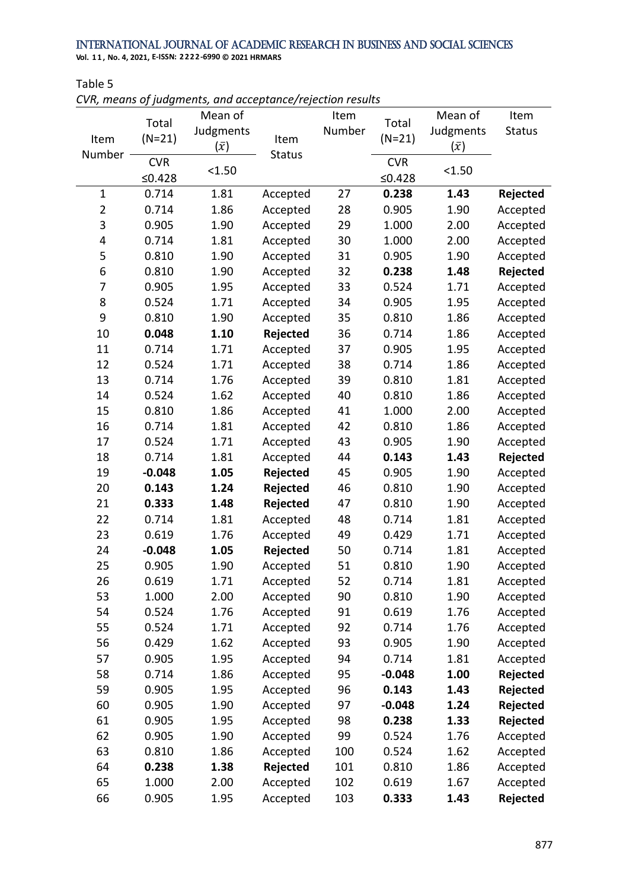Table 5

*CVR, means of judgments, and acceptance/rejection results*

| Item Number | Total (N=21) | Mean of Judgments ($\bar{x}$) | Item Status | Item Number | Total (N=21) | Mean of Judgments ($\bar{x}$) | Item Status |
|---|---|---|---|---|---|---|---|
| | CVR ≤0.428 | <1.50 | | | CVR ≤0.428 | <1.50 | |
| 1 | 0.714 | 1.81 | Accepted | 27 | **0.238** | **1.43** | **Rejected** |
| 2 | 0.714 | 1.86 | Accepted | 28 | 0.905 | 1.90 | Accepted |
| 3 | 0.905 | 1.90 | Accepted | 29 | 1.000 | 2.00 | Accepted |
| 4 | 0.714 | 1.81 | Accepted | 30 | 1.000 | 2.00 | Accepted |
| 5 | 0.810 | 1.90 | Accepted | 31 | 0.905 | 1.90 | Accepted |
| 6 | 0.810 | 1.90 | Accepted | 32 | **0.238** | **1.48** | **Rejected** |
| 7 | 0.905 | 1.95 | Accepted | 33 | 0.524 | 1.71 | Accepted |
| 8 | 0.524 | 1.71 | Accepted | 34 | 0.905 | 1.95 | Accepted |
| 9 | 0.810 | 1.90 | Accepted | 35 | 0.810 | 1.86 | Accepted |
| 10 | **0.048** | **1.10** | **Rejected** | 36 | 0.714 | 1.86 | Accepted |
| 11 | 0.714 | 1.71 | Accepted | 37 | 0.905 | 1.95 | Accepted |
| 12 | 0.524 | 1.71 | Accepted | 38 | 0.714 | 1.86 | Accepted |
| 13 | 0.714 | 1.76 | Accepted | 39 | 0.810 | 1.81 | Accepted |
| 14 | 0.524 | 1.62 | Accepted | 40 | 0.810 | 1.86 | Accepted |
| 15 | 0.810 | 1.86 | Accepted | 41 | 1.000 | 2.00 | Accepted |
| 16 | 0.714 | 1.81 | Accepted | 42 | 0.810 | 1.86 | Accepted |
| 17 | 0.524 | 1.71 | Accepted | 43 | 0.905 | 1.90 | Accepted |
| 18 | 0.714 | 1.81 | Accepted | 44 | **0.143** | **1.43** | **Rejected** |
| 19 | **-0.048** | **1.05** | **Rejected** | 45 | 0.905 | 1.90 | Accepted |
| 20 | **0.143** | **1.24** | **Rejected** | 46 | 0.810 | 1.90 | Accepted |
| 21 | **0.333** | **1.48** | **Rejected** | 47 | 0.810 | 1.90 | Accepted |
| 22 | 0.714 | 1.81 | Accepted | 48 | 0.714 | 1.81 | Accepted |
| 23 | 0.619 | 1.76 | Accepted | 49 | 0.429 | 1.71 | Accepted |
| 24 | **-0.048** | **1.05** | **Rejected** | 50 | 0.714 | 1.81 | Accepted |
| 25 | 0.905 | 1.90 | Accepted | 51 | 0.810 | 1.90 | Accepted |
| 26 | 0.619 | 1.71 | Accepted | 52 | 0.714 | 1.81 | Accepted |
| 53 | 1.000 | 2.00 | Accepted | 90 | 0.810 | 1.90 | Accepted |
| 54 | 0.524 | 1.76 | Accepted | 91 | 0.619 | 1.76 | Accepted |
| 55 | 0.524 | 1.71 | Accepted | 92 | 0.714 | 1.76 | Accepted |
| 56 | 0.429 | 1.62 | Accepted | 93 | 0.905 | 1.90 | Accepted |
| 57 | 0.905 | 1.95 | Accepted | 94 | 0.714 | 1.81 | Accepted |
| 58 | 0.714 | 1.86 | Accepted | 95 | **-0.048** | **1.00** | **Rejected** |
| 59 | 0.905 | 1.95 | Accepted | 96 | **0.143** | **1.43** | **Rejected** |
| 60 | 0.905 | 1.90 | Accepted | 97 | **-0.048** | **1.24** | **Rejected** |
| 61 | 0.905 | 1.95 | Accepted | 98 | **0.238** | **1.33** | **Rejected** |
| 62 | 0.905 | 1.90 | Accepted | 99 | 0.524 | 1.76 | Accepted |
| 63 | 0.810 | 1.86 | Accepted | 100 | 0.524 | 1.62 | Accepted |
| 64 | **0.238** | **1.38** | **Rejected** | 101 | 0.810 | 1.86 | Accepted |
| 65 | 1.000 | 2.00 | Accepted | 102 | 0.619 | 1.67 | Accepted |
| 66 | 0.905 | 1.95 | Accepted | 103 | **0.333** | **1.43** | **Rejected** |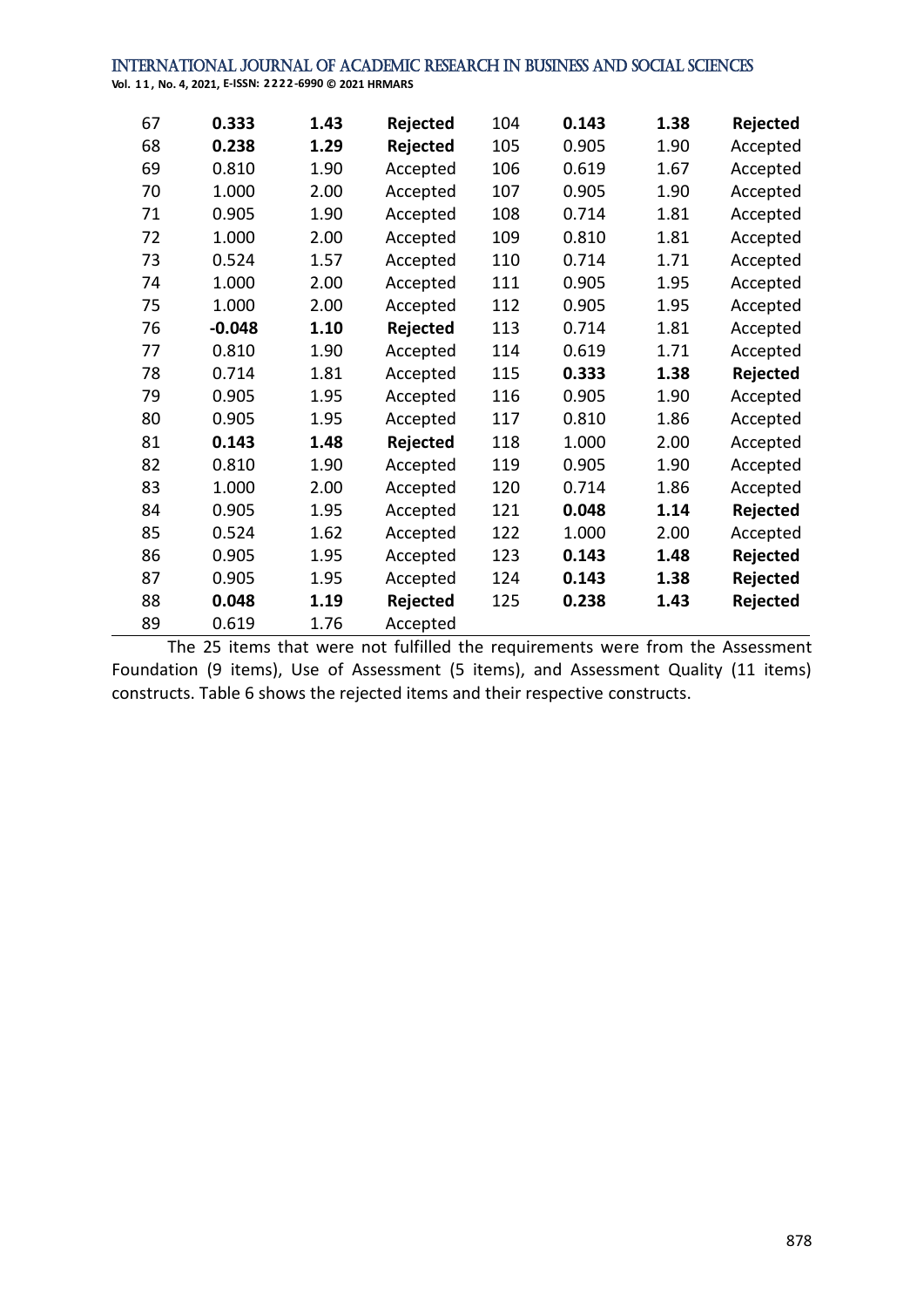| | | | | | | | |
|---|---|---|---|---|---|---|---|
| 67 | **0.333** | **1.43** | **Rejected** | 104 | **0.143** | **1.38** | **Rejected** |
| 68 | **0.238** | **1.29** | **Rejected** | 105 | 0.905 | 1.90 | Accepted |
| 69 | 0.810 | 1.90 | Accepted | 106 | 0.619 | 1.67 | Accepted |
| 70 | 1.000 | 2.00 | Accepted | 107 | 0.905 | 1.90 | Accepted |
| 71 | 0.905 | 1.90 | Accepted | 108 | 0.714 | 1.81 | Accepted |
| 72 | 1.000 | 2.00 | Accepted | 109 | 0.810 | 1.81 | Accepted |
| 73 | 0.524 | 1.57 | Accepted | 110 | 0.714 | 1.71 | Accepted |
| 74 | 1.000 | 2.00 | Accepted | 111 | 0.905 | 1.95 | Accepted |
| 75 | 1.000 | 2.00 | Accepted | 112 | 0.905 | 1.95 | Accepted |
| 76 | **-0.048** | **1.10** | **Rejected** | 113 | 0.714 | 1.81 | Accepted |
| 77 | 0.810 | 1.90 | Accepted | 114 | 0.619 | 1.71 | Accepted |
| 78 | 0.714 | 1.81 | Accepted | 115 | **0.333** | **1.38** | **Rejected** |
| 79 | 0.905 | 1.95 | Accepted | 116 | 0.905 | 1.90 | Accepted |
| 80 | 0.905 | 1.95 | Accepted | 117 | 0.810 | 1.86 | Accepted |
| 81 | **0.143** | **1.48** | **Rejected** | 118 | 1.000 | 2.00 | Accepted |
| 82 | 0.810 | 1.90 | Accepted | 119 | 0.905 | 1.90 | Accepted |
| 83 | 1.000 | 2.00 | Accepted | 120 | 0.714 | 1.86 | Accepted |
| 84 | 0.905 | 1.95 | Accepted | 121 | **0.048** | **1.14** | **Rejected** |
| 85 | 0.524 | 1.62 | Accepted | 122 | 1.000 | 2.00 | Accepted |
| 86 | 0.905 | 1.95 | Accepted | 123 | **0.143** | **1.48** | **Rejected** |
| 87 | 0.905 | 1.95 | Accepted | 124 | **0.143** | **1.38** | **Rejected** |
| 88 | **0.048** | **1.19** | **Rejected** | 125 | **0.238** | **1.43** | **Rejected** |
| 89 | 0.619 | 1.76 | Accepted | | | | |

The 25 items that were not fulfilled the requirements were from the Assessment Foundation (9 items), Use of Assessment (5 items), and Assessment Quality (11 items) constructs. Table 6 shows the rejected items and their respective constructs.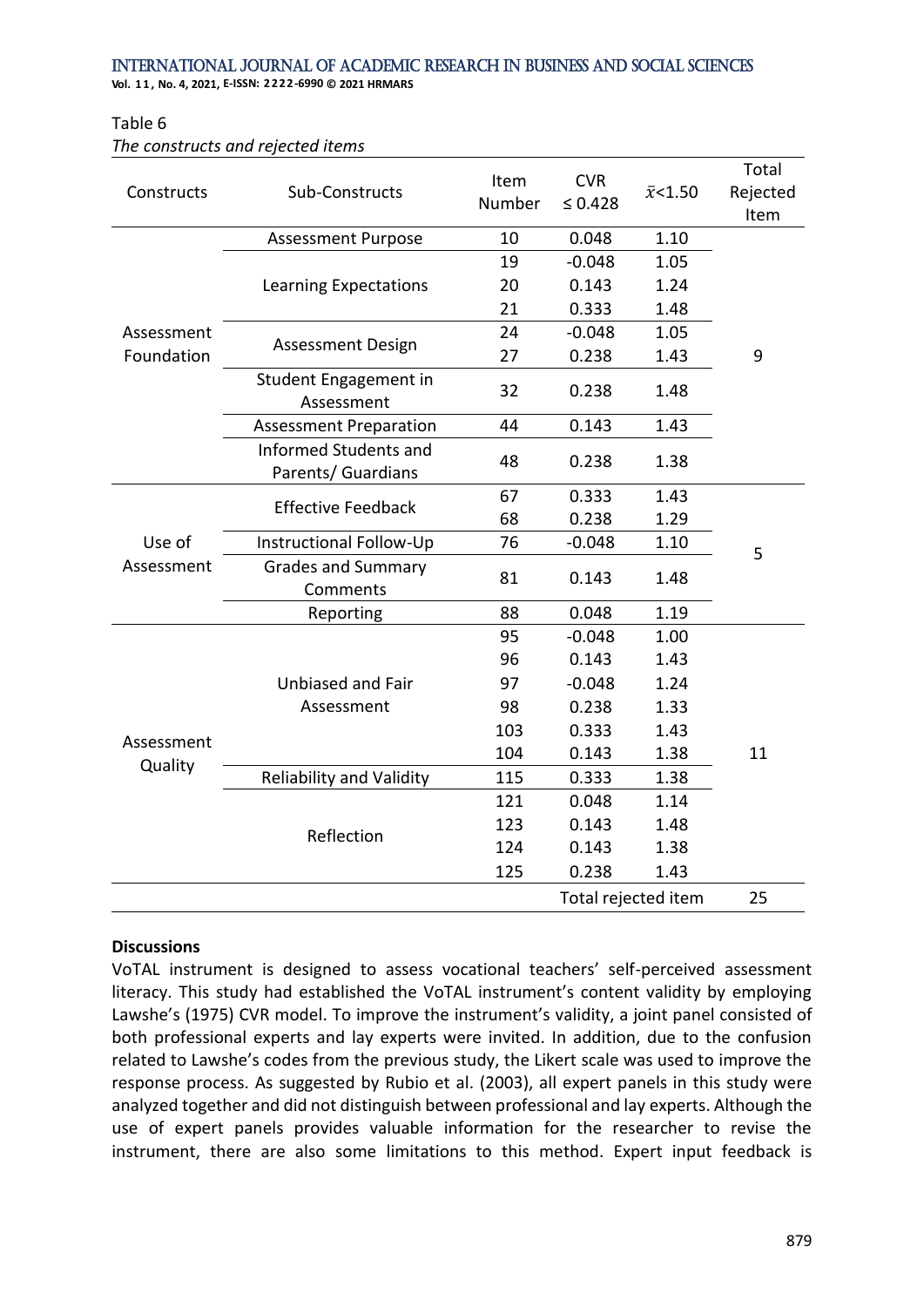Table 6

*The constructs and rejected items*

| Constructs | Sub-Constructs | Item Number | CVR ≤ 0.428 | $\bar{x}$<1.50 | Total Rejected Item |
|---|---|---|---|---|---|
| Assessment Foundation | Assessment Purpose | 10 | 0.048 | 1.10 | 9 |
| | Learning Expectations | 19 | -0.048 | 1.05 | |
| | | 20 | 0.143 | 1.24 | |
| | | 21 | 0.333 | 1.48 | |
| | Assessment Design | 24 | -0.048 | 1.05 | |
| | | 27 | 0.238 | 1.43 | |
| | Student Engagement in Assessment | 32 | 0.238 | 1.48 | |
| | Assessment Preparation | 44 | 0.143 | 1.43 | |
| | Informed Students and Parents/ Guardians | 48 | 0.238 | 1.38 | |
| Use of Assessment | Effective Feedback | 67 | 0.333 | 1.43 | 5 |
| | | 68 | 0.238 | 1.29 | |
| | Instructional Follow-Up | 76 | -0.048 | 1.10 | |
| | Grades and Summary Comments | 81 | 0.143 | 1.48 | |
| | Reporting | 88 | 0.048 | 1.19 | |
| Assessment Quality | Unbiased and Fair Assessment | 95 | -0.048 | 1.00 | 11 |
| | | 96 | 0.143 | 1.43 | |
| | | 97 | -0.048 | 1.24 | |
| | | 98 | 0.238 | 1.33 | |
| | | 103 | 0.333 | 1.43 | |
| | | 104 | 0.143 | 1.38 | |
| | Reliability and Validity | 115 | 0.333 | 1.38 | |
| | Reflection | 121 | 0.048 | 1.14 | |
| | | 123 | 0.143 | 1.48 | |
| | | 124 | 0.143 | 1.38 | |
| | | 125 | 0.238 | 1.43 | |
| | | | Total rejected item | | 25 |

**Discussions**

VoTAL instrument is designed to assess vocational teachers' self-perceived assessment literacy. This study had established the VoTAL instrument's content validity by employing Lawshe's (1975) CVR model. To improve the instrument's validity, a joint panel consisted of both professional experts and lay experts were invited. In addition, due to the confusion related to Lawshe's codes from the previous study, the Likert scale was used to improve the response process. As suggested by Rubio et al. (2003), all expert panels in this study were analyzed together and did not distinguish between professional and lay experts. Although the use of expert panels provides valuable information for the researcher to revise the instrument, there are also some limitations to this method. Expert input feedback is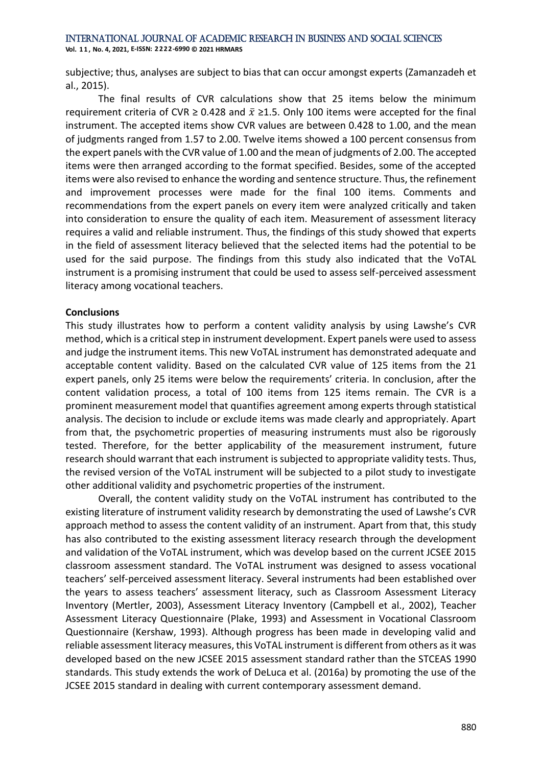subjective; thus, analyses are subject to bias that can occur amongst experts (Zamanzadeh et al., 2015).

The final results of CVR calculations show that 25 items below the minimum requirement criteria of CVR ≥ 0.428 and $\bar{x}$ ≥1.5. Only 100 items were accepted for the final instrument. The accepted items show CVR values are between 0.428 to 1.00, and the mean of judgments ranged from 1.57 to 2.00. Twelve items showed a 100 percent consensus from the expert panels with the CVR value of 1.00 and the mean of judgments of 2.00. The accepted items were then arranged according to the format specified. Besides, some of the accepted items were also revised to enhance the wording and sentence structure. Thus, the refinement and improvement processes were made for the final 100 items. Comments and recommendations from the expert panels on every item were analyzed critically and taken into consideration to ensure the quality of each item. Measurement of assessment literacy requires a valid and reliable instrument. Thus, the findings of this study showed that experts in the field of assessment literacy believed that the selected items had the potential to be used for the said purpose. The findings from this study also indicated that the VoTAL instrument is a promising instrument that could be used to assess self-perceived assessment literacy among vocational teachers.

**Conclusions**

This study illustrates how to perform a content validity analysis by using Lawshe's CVR method, which is a critical step in instrument development. Expert panels were used to assess and judge the instrument items. This new VoTAL instrument has demonstrated adequate and acceptable content validity. Based on the calculated CVR value of 125 items from the 21 expert panels, only 25 items were below the requirements' criteria. In conclusion, after the content validation process, a total of 100 items from 125 items remain. The CVR is a prominent measurement model that quantifies agreement among experts through statistical analysis. The decision to include or exclude items was made clearly and appropriately. Apart from that, the psychometric properties of measuring instruments must also be rigorously tested. Therefore, for the better applicability of the measurement instrument, future research should warrant that each instrument is subjected to appropriate validity tests. Thus, the revised version of the VoTAL instrument will be subjected to a pilot study to investigate other additional validity and psychometric properties of the instrument.

Overall, the content validity study on the VoTAL instrument has contributed to the existing literature of instrument validity research by demonstrating the used of Lawshe's CVR approach method to assess the content validity of an instrument. Apart from that, this study has also contributed to the existing assessment literacy research through the development and validation of the VoTAL instrument, which was develop based on the current JCSEE 2015 classroom assessment standard. The VoTAL instrument was designed to assess vocational teachers' self-perceived assessment literacy. Several instruments had been established over the years to assess teachers' assessment literacy, such as Classroom Assessment Literacy Inventory (Mertler, 2003), Assessment Literacy Inventory (Campbell et al., 2002), Teacher Assessment Literacy Questionnaire (Plake, 1993) and Assessment in Vocational Classroom Questionnaire (Kershaw, 1993). Although progress has been made in developing valid and reliable assessment literacy measures, this VoTAL instrument is different from others as it was developed based on the new JCSEE 2015 assessment standard rather than the STCEAS 1990 standards. This study extends the work of DeLuca et al. (2016a) by promoting the use of the JCSEE 2015 standard in dealing with current contemporary assessment demand.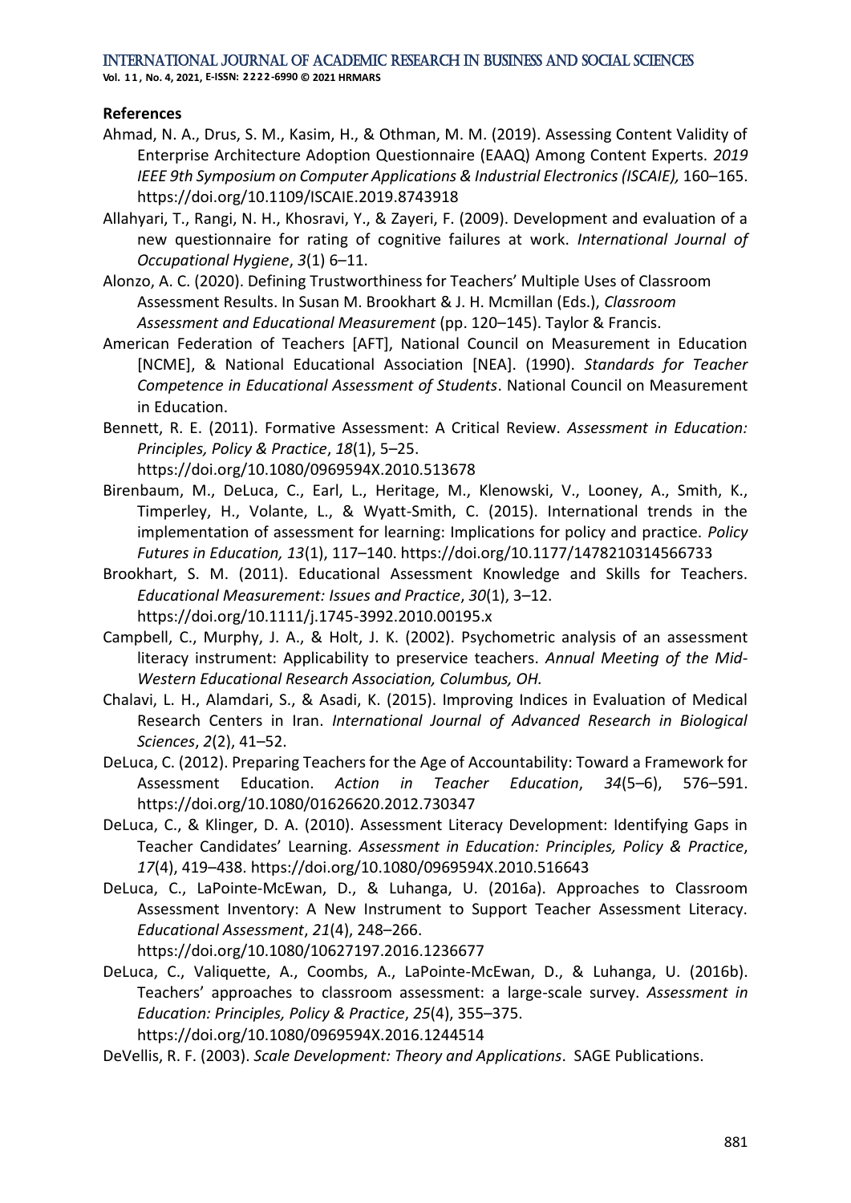**References**

Ahmad, N. A., Drus, S. M., Kasim, H., & Othman, M. M. (2019). Assessing Content Validity of Enterprise Architecture Adoption Questionnaire (EAAQ) Among Content Experts. *2019 IEEE 9th Symposium on Computer Applications & Industrial Electronics (ISCAIE),* 160–165. https://doi.org/10.1109/ISCAIE.2019.8743918

Allahyari, T., Rangi, N. H., Khosravi, Y., & Zayeri, F. (2009). Development and evaluation of a new questionnaire for rating of cognitive failures at work. *International Journal of Occupational Hygiene*, *3*(1) 6–11.

Alonzo, A. C. (2020). Defining Trustworthiness for Teachers' Multiple Uses of Classroom Assessment Results. In Susan M. Brookhart & J. H. Mcmillan (Eds.), *Classroom Assessment and Educational Measurement* (pp. 120–145). Taylor & Francis.

American Federation of Teachers [AFT], National Council on Measurement in Education [NCME], & National Educational Association [NEA]. (1990). *Standards for Teacher Competence in Educational Assessment of Students*. National Council on Measurement in Education.

Bennett, R. E. (2011). Formative Assessment: A Critical Review. *Assessment in Education: Principles, Policy & Practice*, *18*(1), 5–25. https://doi.org/10.1080/0969594X.2010.513678

Birenbaum, M., DeLuca, C., Earl, L., Heritage, M., Klenowski, V., Looney, A., Smith, K., Timperley, H., Volante, L., & Wyatt-Smith, C. (2015). International trends in the implementation of assessment for learning: Implications for policy and practice. *Policy Futures in Education, 13*(1), 117–140. https://doi.org/10.1177/1478210314566733

Brookhart, S. M. (2011). Educational Assessment Knowledge and Skills for Teachers. *Educational Measurement: Issues and Practice*, *30*(1), 3–12. https://doi.org/10.1111/j.1745-3992.2010.00195.x

Campbell, C., Murphy, J. A., & Holt, J. K. (2002). Psychometric analysis of an assessment literacy instrument: Applicability to preservice teachers. *Annual Meeting of the Mid-Western Educational Research Association, Columbus, OH.*

Chalavi, L. H., Alamdari, S., & Asadi, K. (2015). Improving Indices in Evaluation of Medical Research Centers in Iran. *International Journal of Advanced Research in Biological Sciences*, *2*(2), 41–52.

DeLuca, C. (2012). Preparing Teachers for the Age of Accountability: Toward a Framework for Assessment Education. *Action in Teacher Education*, *34*(5–6), 576–591. https://doi.org/10.1080/01626620.2012.730347

DeLuca, C., & Klinger, D. A. (2010). Assessment Literacy Development: Identifying Gaps in Teacher Candidates' Learning. *Assessment in Education: Principles, Policy & Practice*, *17*(4), 419–438. https://doi.org/10.1080/0969594X.2010.516643

DeLuca, C., LaPointe-McEwan, D., & Luhanga, U. (2016a). Approaches to Classroom Assessment Inventory: A New Instrument to Support Teacher Assessment Literacy. *Educational Assessment*, *21*(4), 248–266. https://doi.org/10.1080/10627197.2016.1236677

DeLuca, C., Valiquette, A., Coombs, A., LaPointe-McEwan, D., & Luhanga, U. (2016b). Teachers' approaches to classroom assessment: a large-scale survey. *Assessment in Education: Principles, Policy & Practice*, *25*(4), 355–375. https://doi.org/10.1080/0969594X.2016.1244514

DeVellis, R. F. (2003). *Scale Development: Theory and Applications*. SAGE Publications.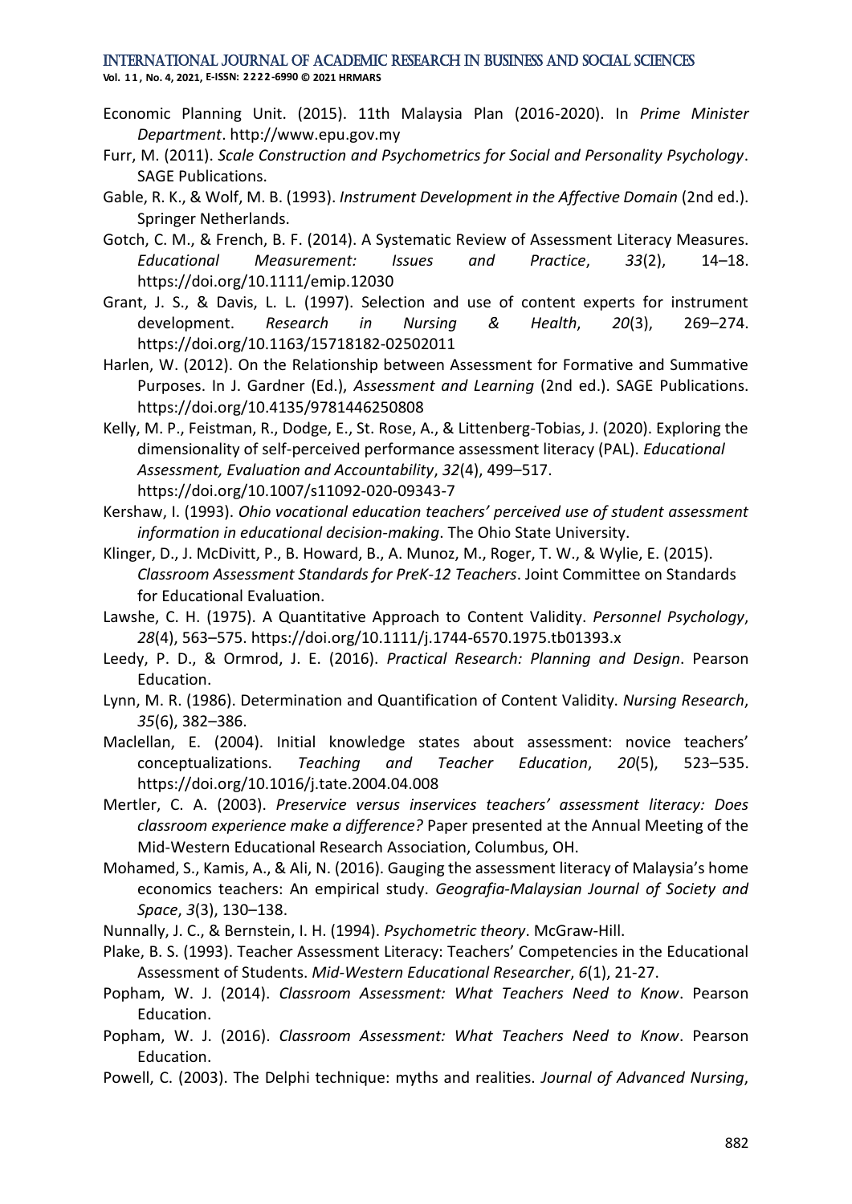Economic Planning Unit. (2015). 11th Malaysia Plan (2016-2020). In *Prime Minister Department*. http://www.epu.gov.my

Furr, M. (2011). *Scale Construction and Psychometrics for Social and Personality Psychology*. SAGE Publications.

Gable, R. K., & Wolf, M. B. (1993). *Instrument Development in the Affective Domain* (2nd ed.). Springer Netherlands.

Gotch, C. M., & French, B. F. (2014). A Systematic Review of Assessment Literacy Measures. *Educational Measurement: Issues and Practice*, *33*(2), 14–18. https://doi.org/10.1111/emip.12030

Grant, J. S., & Davis, L. L. (1997). Selection and use of content experts for instrument development. *Research in Nursing & Health*, *20*(3), 269–274. https://doi.org/10.1163/15718182-02502011

Harlen, W. (2012). On the Relationship between Assessment for Formative and Summative Purposes. In J. Gardner (Ed.), *Assessment and Learning* (2nd ed.). SAGE Publications. https://doi.org/10.4135/9781446250808

Kelly, M. P., Feistman, R., Dodge, E., St. Rose, A., & Littenberg-Tobias, J. (2020). Exploring the dimensionality of self-perceived performance assessment literacy (PAL). *Educational Assessment, Evaluation and Accountability*, *32*(4), 499–517. https://doi.org/10.1007/s11092-020-09343-7

Kershaw, I. (1993). *Ohio vocational education teachers' perceived use of student assessment information in educational decision-making*. The Ohio State University.

Klinger, D., J. McDivitt, P., B. Howard, B., A. Munoz, M., Roger, T. W., & Wylie, E. (2015). *Classroom Assessment Standards for PreK-12 Teachers*. Joint Committee on Standards for Educational Evaluation.

Lawshe, C. H. (1975). A Quantitative Approach to Content Validity. *Personnel Psychology*, *28*(4), 563–575. https://doi.org/10.1111/j.1744-6570.1975.tb01393.x

Leedy, P. D., & Ormrod, J. E. (2016). *Practical Research: Planning and Design*. Pearson Education.

Lynn, M. R. (1986). Determination and Quantification of Content Validity. *Nursing Research*, *35*(6), 382–386.

Maclellan, E. (2004). Initial knowledge states about assessment: novice teachers' conceptualizations. *Teaching and Teacher Education*, *20*(5), 523–535. https://doi.org/10.1016/j.tate.2004.04.008

Mertler, C. A. (2003). *Preservice versus inservices teachers' assessment literacy: Does classroom experience make a difference?* Paper presented at the Annual Meeting of the Mid-Western Educational Research Association, Columbus, OH.

Mohamed, S., Kamis, A., & Ali, N. (2016). Gauging the assessment literacy of Malaysia's home economics teachers: An empirical study. *Geografia-Malaysian Journal of Society and Space*, *3*(3), 130–138.

Nunnally, J. C., & Bernstein, I. H. (1994). *Psychometric theory*. McGraw-Hill.

Plake, B. S. (1993). Teacher Assessment Literacy: Teachers' Competencies in the Educational Assessment of Students. *Mid-Western Educational Researcher*, *6*(1), 21-27.

Popham, W. J. (2014). *Classroom Assessment: What Teachers Need to Know*. Pearson Education.

Popham, W. J. (2016). *Classroom Assessment: What Teachers Need to Know*. Pearson Education.

Powell, C. (2003). The Delphi technique: myths and realities. *Journal of Advanced Nursing*,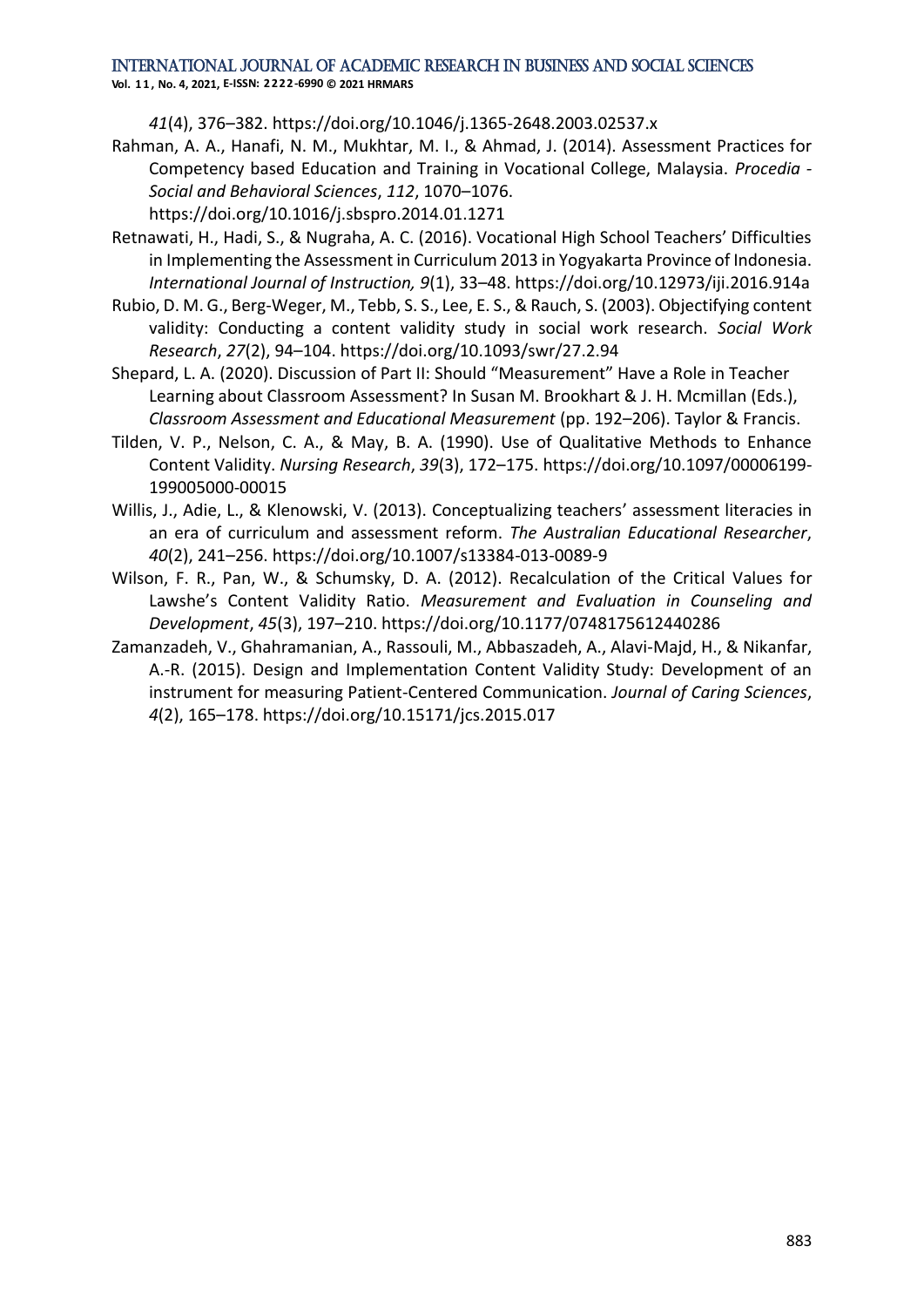*41*(4), 376–382. https://doi.org/10.1046/j.1365-2648.2003.02537.x

Rahman, A. A., Hanafi, N. M., Mukhtar, M. I., & Ahmad, J. (2014). Assessment Practices for Competency based Education and Training in Vocational College, Malaysia. *Procedia - Social and Behavioral Sciences*, *112*, 1070–1076. https://doi.org/10.1016/j.sbspro.2014.01.1271

Retnawati, H., Hadi, S., & Nugraha, A. C. (2016). Vocational High School Teachers' Difficulties in Implementing the Assessment in Curriculum 2013 in Yogyakarta Province of Indonesia. *International Journal of Instruction, 9*(1), 33–48. https://doi.org/10.12973/iji.2016.914a

Rubio, D. M. G., Berg-Weger, M., Tebb, S. S., Lee, E. S., & Rauch, S. (2003). Objectifying content validity: Conducting a content validity study in social work research. *Social Work Research*, *27*(2), 94–104. https://doi.org/10.1093/swr/27.2.94

Shepard, L. A. (2020). Discussion of Part II: Should "Measurement" Have a Role in Teacher Learning about Classroom Assessment? In Susan M. Brookhart & J. H. Mcmillan (Eds.), *Classroom Assessment and Educational Measurement* (pp. 192–206). Taylor & Francis.

Tilden, V. P., Nelson, C. A., & May, B. A. (1990). Use of Qualitative Methods to Enhance Content Validity. *Nursing Research*, *39*(3), 172–175. https://doi.org/10.1097/00006199-199005000-00015

Willis, J., Adie, L., & Klenowski, V. (2013). Conceptualizing teachers' assessment literacies in an era of curriculum and assessment reform. *The Australian Educational Researcher*, *40*(2), 241–256. https://doi.org/10.1007/s13384-013-0089-9

Wilson, F. R., Pan, W., & Schumsky, D. A. (2012). Recalculation of the Critical Values for Lawshe's Content Validity Ratio. *Measurement and Evaluation in Counseling and Development*, *45*(3), 197–210. https://doi.org/10.1177/0748175612440286

Zamanzadeh, V., Ghahramanian, A., Rassouli, M., Abbaszadeh, A., Alavi-Majd, H., & Nikanfar, A.-R. (2015). Design and Implementation Content Validity Study: Development of an instrument for measuring Patient-Centered Communication. *Journal of Caring Sciences*, *4*(2), 165–178. https://doi.org/10.15171/jcs.2015.017